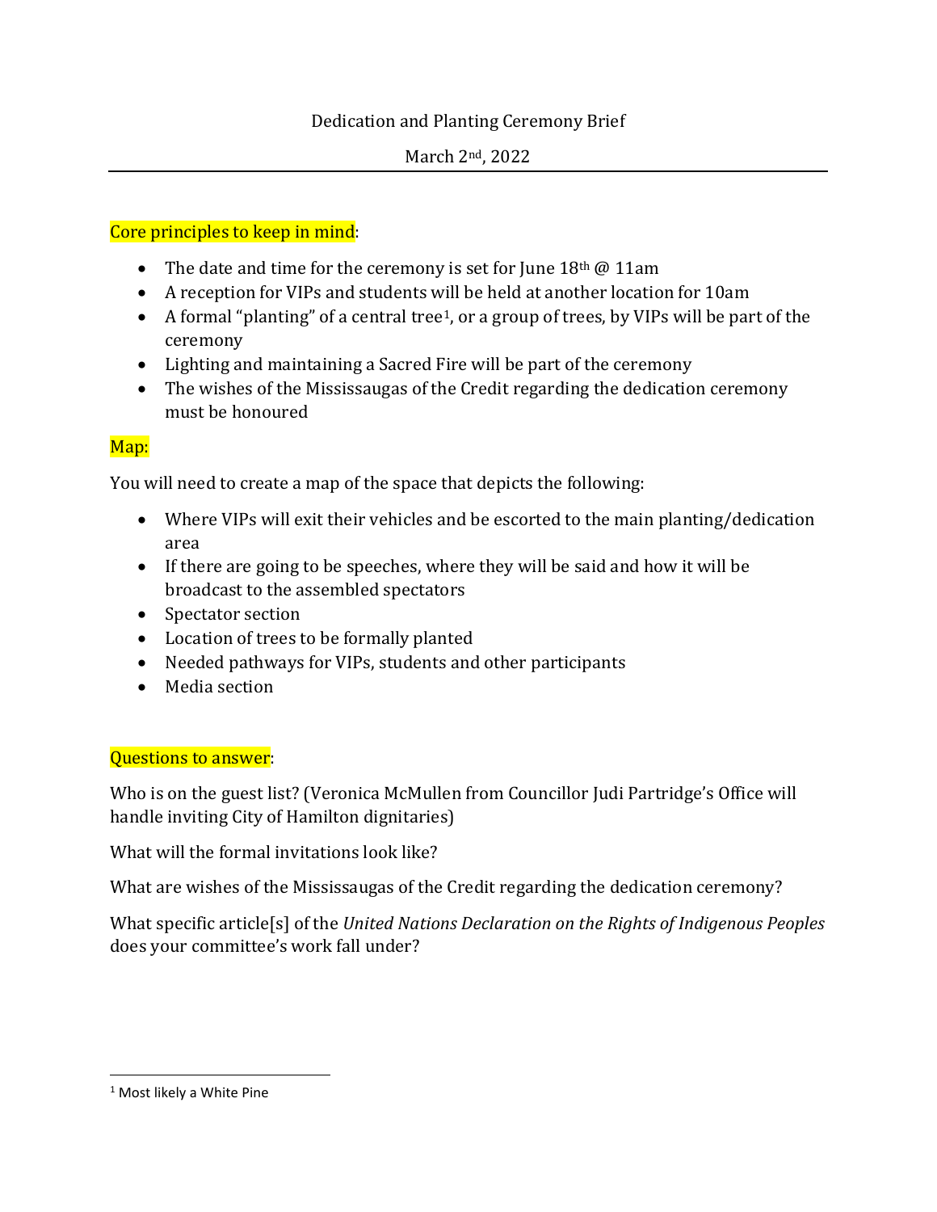Dedication and Planting Ceremony Brief

March 2nd, 2022

---

Core principles to keep in mind:

- The date and time for the ceremony is set for June 18th @ 11am
- A reception for VIPs and students will be held at another location for 10am
- A formal "planting" of a central tree[1], or a group of trees, by VIPs will be part of the ceremony
- Lighting and maintaining a Sacred Fire will be part of the ceremony
- The wishes of the Mississaugas of the Credit regarding the dedication ceremony must be honoured

Map:

You will need to create a map of the space that depicts the following:

- Where VIPs will exit their vehicles and be escorted to the main planting/dedication area
- If there are going to be speeches, where they will be said and how it will be broadcast to the assembled spectators
- Spectator section
- Location of trees to be formally planted
- Needed pathways for VIPs, students and other participants
- Media section

Questions to answer:

Who is on the guest list? (Veronica McMullen from Councillor Judi Partridge's Office will handle inviting City of Hamilton dignitaries)

What will the formal invitations look like?

What are wishes of the Mississaugas of the Credit regarding the dedication ceremony?

What specific article[s] of the *United Nations Declaration on the Rights of Indigenous Peoples* does your committee's work fall under?

---

[1] Most likely a White Pine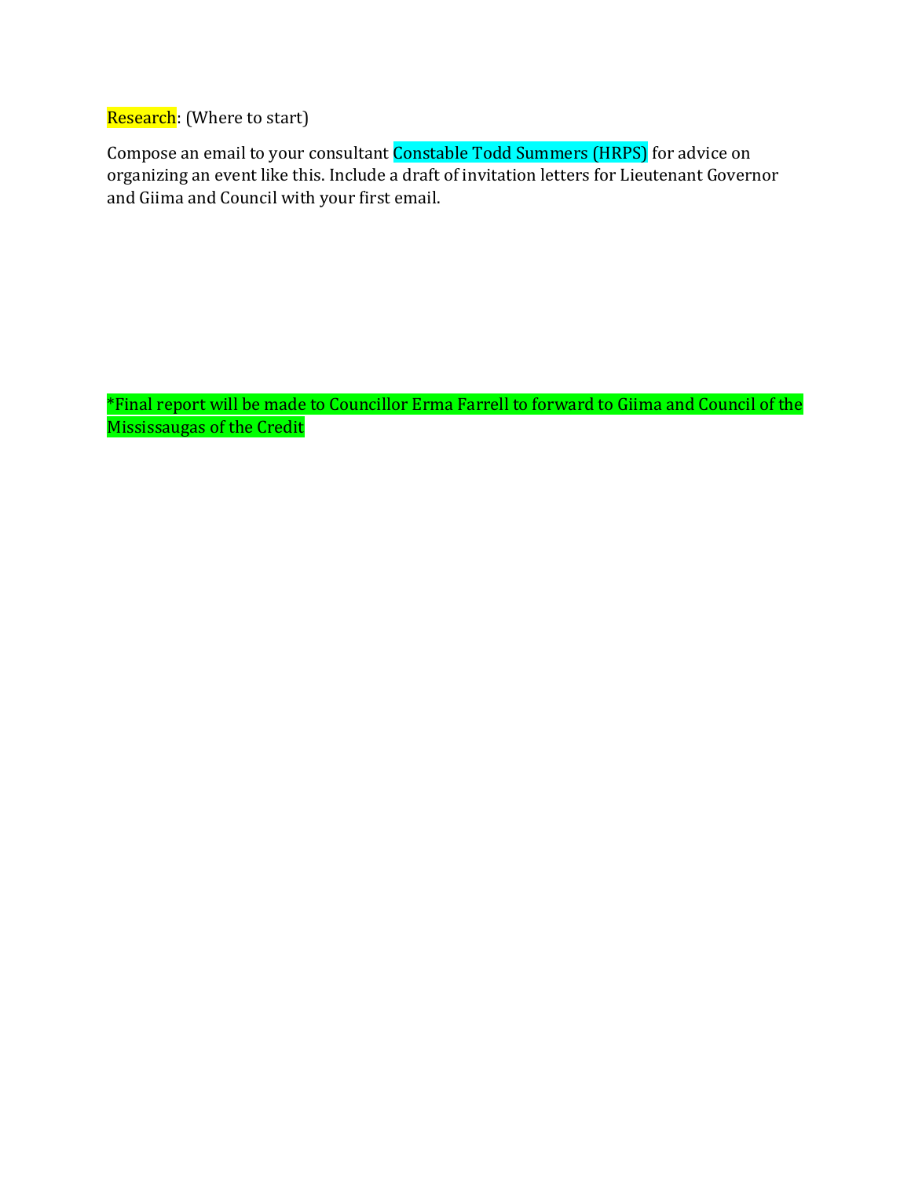Research: (Where to start)

Compose an email to your consultant Constable Todd Summers (HRPS) for advice on organizing an event like this. Include a draft of invitation letters for Lieutenant Governor and Giima and Council with your first email.

*Final report will be made to Councillor Erma Farrell to forward to Giima and Council of the Mississaugas of the Credit